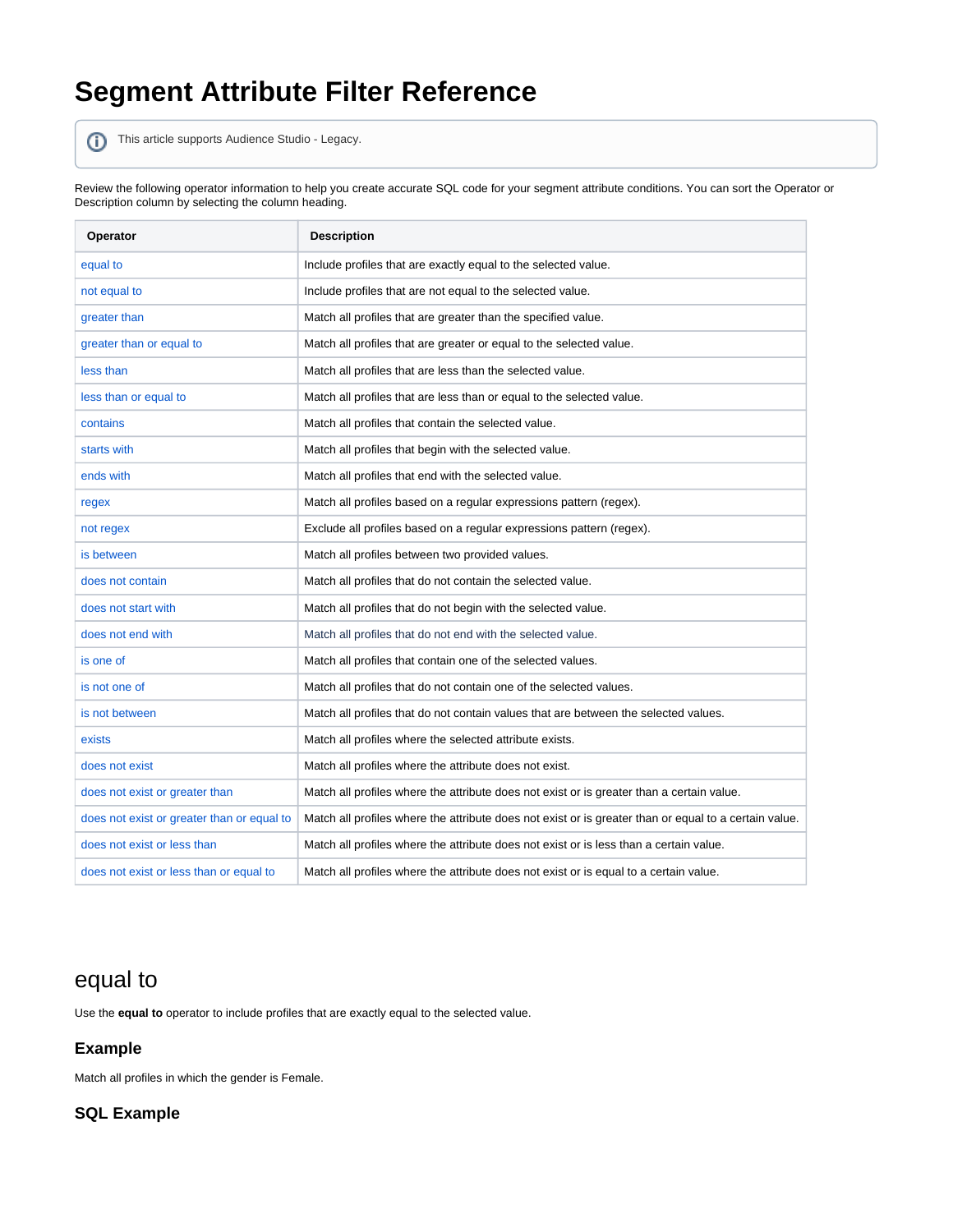# Segment Attribute Filter Reference

> This article supports Audience Studio - Legacy.

Review the following operator information to help you create accurate SQL code for your segment attribute conditions. You can sort the Operator or Description column by selecting the column heading.

| Operator | Description |
|---|---|
| equal to | Include profiles that are exactly equal to the selected value. |
| not equal to | Include profiles that are not equal to the selected value. |
| greater than | Match all profiles that are greater than the specified value. |
| greater than or equal to | Match all profiles that are greater or equal to the selected value. |
| less than | Match all profiles that are less than the selected value. |
| less than or equal to | Match all profiles that are less than or equal to the selected value. |
| contains | Match all profiles that contain the selected value. |
| starts with | Match all profiles that begin with the selected value. |
| ends with | Match all profiles that end with the selected value. |
| regex | Match all profiles based on a regular expressions pattern (regex). |
| not regex | Exclude all profiles based on a regular expressions pattern (regex). |
| is between | Match all profiles between two provided values. |
| does not contain | Match all profiles that do not contain the selected value. |
| does not start with | Match all profiles that do not begin with the selected value. |
| does not end with | Match all profiles that do not end with the selected value. |
| is one of | Match all profiles that contain one of the selected values. |
| is not one of | Match all profiles that do not contain one of the selected values. |
| is not between | Match all profiles that do not contain values that are between the selected values. |
| exists | Match all profiles where the selected attribute exists. |
| does not exist | Match all profiles where the attribute does not exist. |
| does not exist or greater than | Match all profiles where the attribute does not exist or is greater than a certain value. |
| does not exist or greater than or equal to | Match all profiles where the attribute does not exist or is greater than or equal to a certain value. |
| does not exist or less than | Match all profiles where the attribute does not exist or is less than a certain value. |
| does not exist or less than or equal to | Match all profiles where the attribute does not exist or is equal to a certain value. |

## equal to

Use the **equal to** operator to include profiles that are exactly equal to the selected value.

### Example

Match all profiles in which the gender is Female.

### SQL Example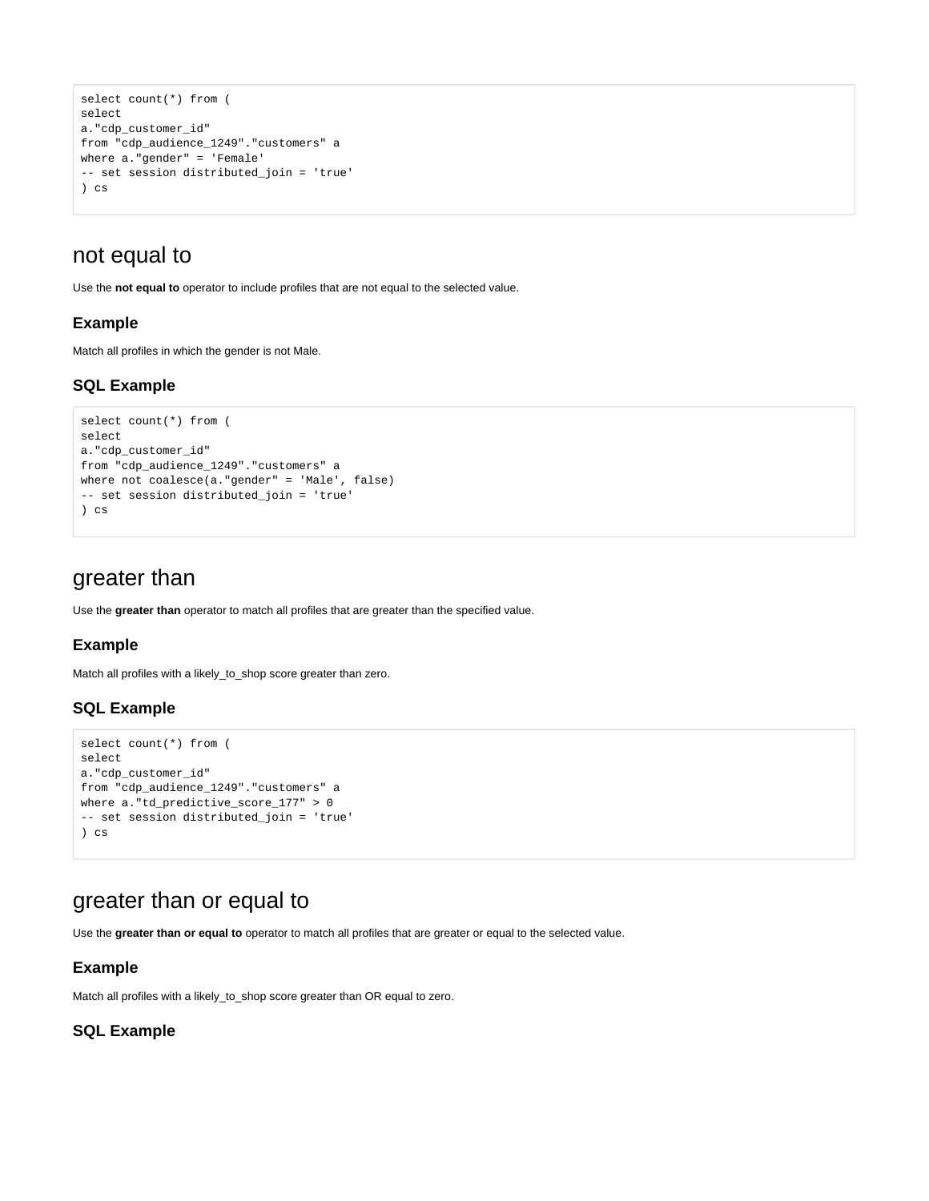```
select count(*) from (
select
a."cdp_customer_id"
from "cdp_audience_1249"."customers" a
where a."gender" = 'Female'
-- set session distributed_join = 'true'
) cs
```

# not equal to

Use the **not equal to** operator to include profiles that are not equal to the selected value.

### Example

Match all profiles in which the gender is not Male.

### SQL Example

```
select count(*) from (
select
a."cdp_customer_id"
from "cdp_audience_1249"."customers" a
where not coalesce(a."gender" = 'Male', false)
-- set session distributed_join = 'true'
) cs
```

# greater than

Use the **greater than** operator to match all profiles that are greater than the specified value.

### Example

Match all profiles with a likely_to_shop score greater than zero.

### SQL Example

```
select count(*) from (
select
a."cdp_customer_id"
from "cdp_audience_1249"."customers" a
where a."td_predictive_score_177" > 0
-- set session distributed_join = 'true'
) cs
```

# greater than or equal to

Use the **greater than or equal to** operator to match all profiles that are greater or equal to the selected value.

### Example

Match all profiles with a likely_to_shop score greater than OR equal to zero.

### SQL Example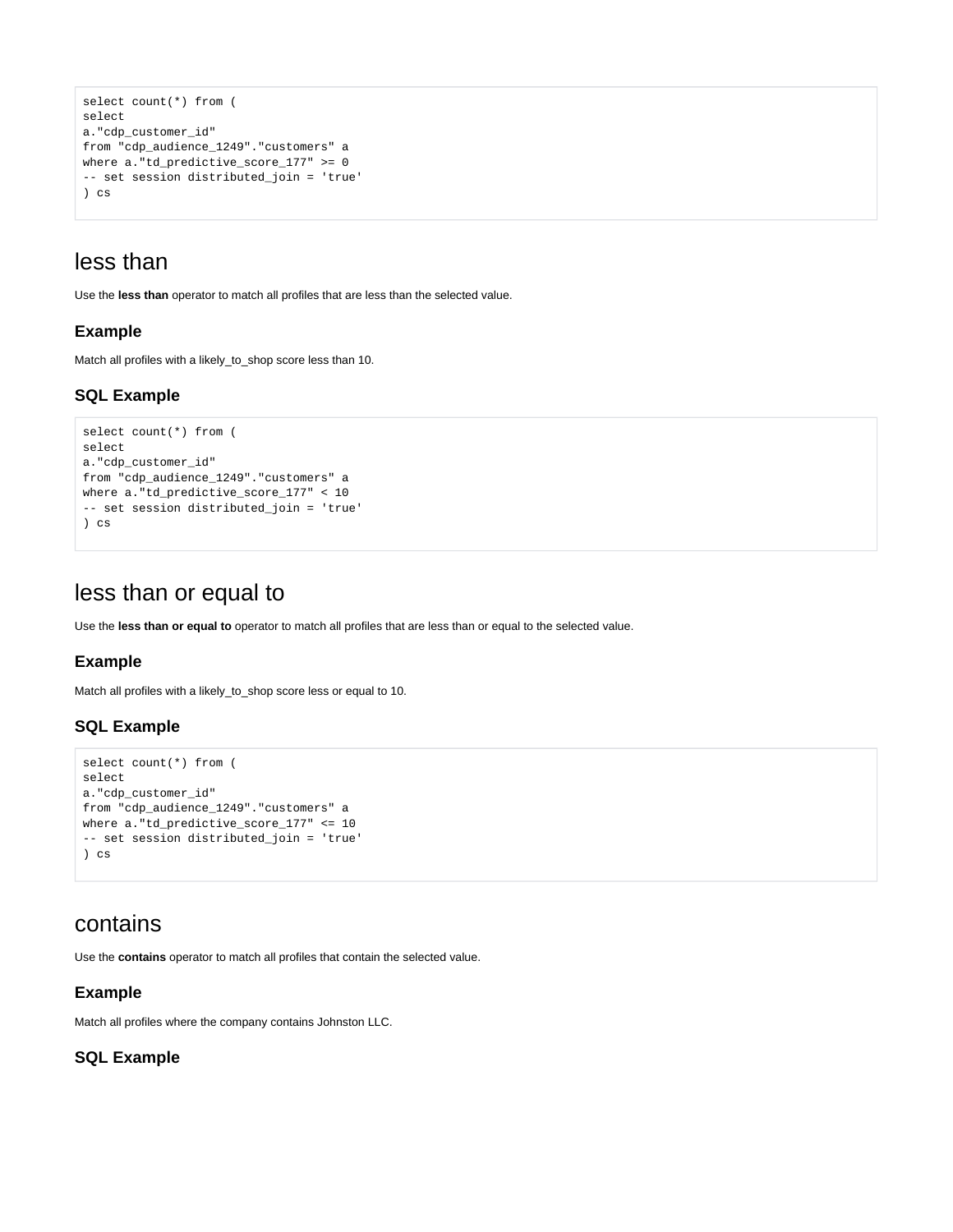```
select count(*) from (
select
a."cdp_customer_id"
from "cdp_audience_1249"."customers" a
where a."td_predictive_score_177" >= 0
-- set session distributed_join = 'true'
) cs
```

# less than

Use the **less than** operator to match all profiles that are less than the selected value.

### Example

Match all profiles with a likely_to_shop score less than 10.

### SQL Example

```
select count(*) from (
select
a."cdp_customer_id"
from "cdp_audience_1249"."customers" a
where a."td_predictive_score_177" < 10
-- set session distributed_join = 'true'
) cs
```

# less than or equal to

Use the **less than or equal to** operator to match all profiles that are less than or equal to the selected value.

### Example

Match all profiles with a likely_to_shop score less or equal to 10.

### SQL Example

```
select count(*) from (
select
a."cdp_customer_id"
from "cdp_audience_1249"."customers" a
where a."td_predictive_score_177" <= 10
-- set session distributed_join = 'true'
) cs
```

# contains

Use the **contains** operator to match all profiles that contain the selected value.

### Example

Match all profiles where the company contains Johnston LLC.

### SQL Example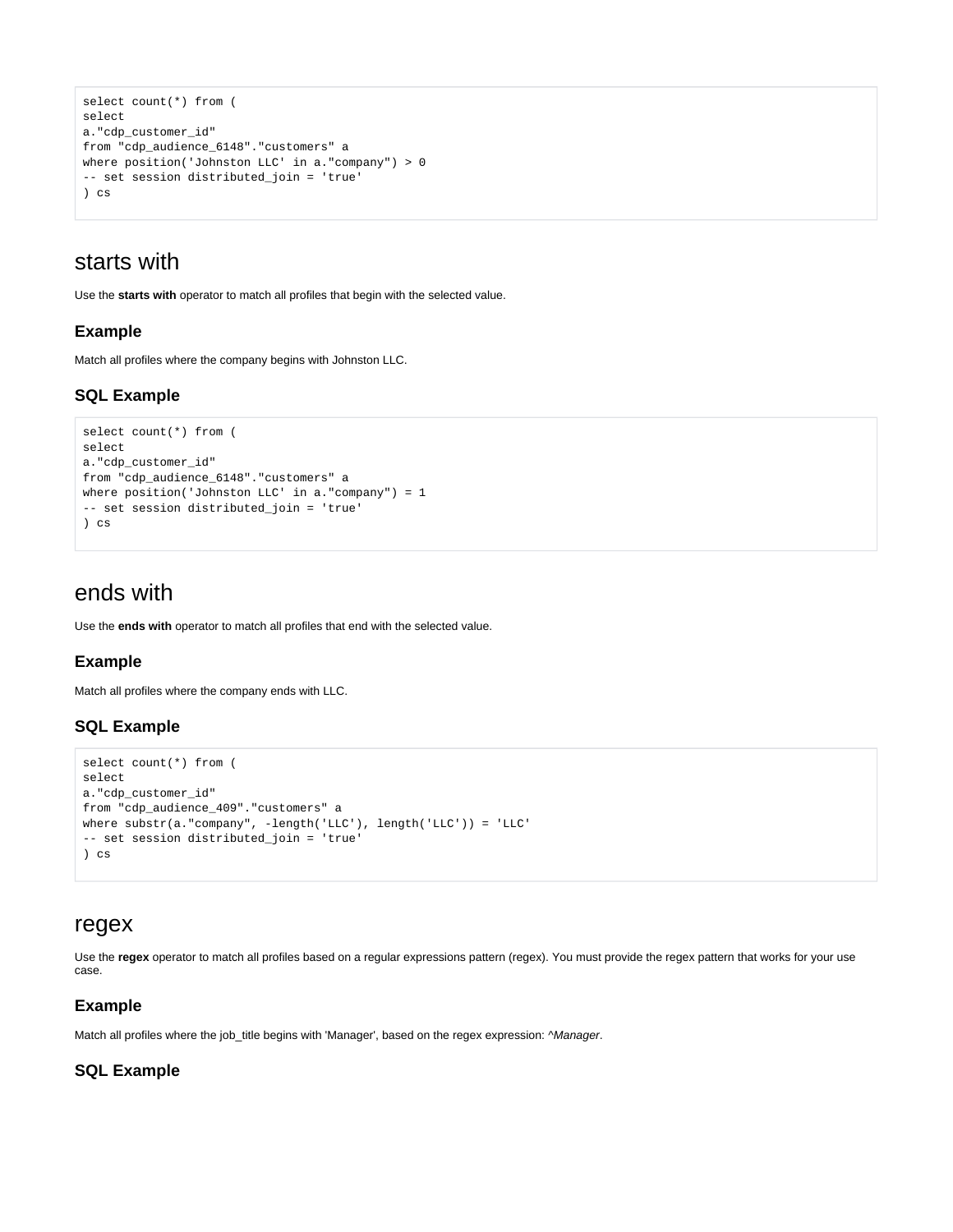```
select count(*) from (
select
a."cdp_customer_id"
from "cdp_audience_6148"."customers" a
where position('Johnston LLC' in a."company") > 0
-- set session distributed_join = 'true'
) cs
```

## starts with

Use the **starts with** operator to match all profiles that begin with the selected value.

### Example

Match all profiles where the company begins with Johnston LLC.

### SQL Example

```
select count(*) from (
select
a."cdp_customer_id"
from "cdp_audience_6148"."customers" a
where position('Johnston LLC' in a."company") = 1
-- set session distributed_join = 'true'
) cs
```

## ends with

Use the **ends with** operator to match all profiles that end with the selected value.

### Example

Match all profiles where the company ends with LLC.

### SQL Example

```
select count(*) from (
select
a."cdp_customer_id"
from "cdp_audience_409"."customers" a
where substr(a."company", -length('LLC'), length('LLC')) = 'LLC'
-- set session distributed_join = 'true'
) cs
```

## regex

Use the **regex** operator to match all profiles based on a regular expressions pattern (regex). You must provide the regex pattern that works for your use case.

### Example

Match all profiles where the job_title begins with 'Manager', based on the regex expression: *^Manager*.

### SQL Example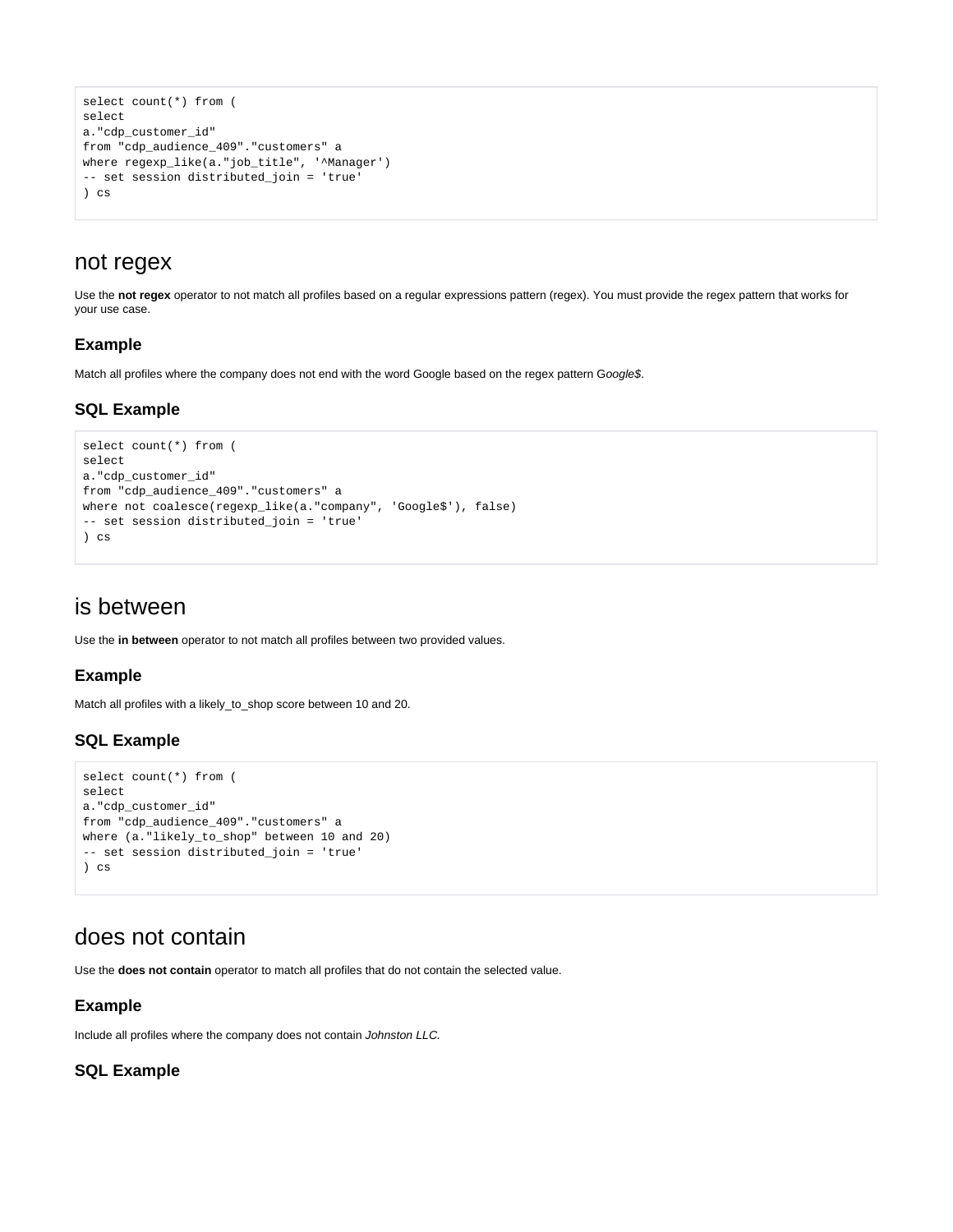```
select count(*) from (
select
a."cdp_customer_id"
from "cdp_audience_409"."customers" a
where regexp_like(a."job_title", '^Manager')
-- set session distributed_join = 'true'
) cs
```

# not regex

Use the **not regex** operator to not match all profiles based on a regular expressions pattern (regex). You must provide the regex pattern that works for your use case.

### Example

Match all profiles where the company does not end with the word Google based on the regex pattern G*oogle$*.

### SQL Example

```
select count(*) from (
select
a."cdp_customer_id"
from "cdp_audience_409"."customers" a
where not coalesce(regexp_like(a."company", 'Google$'), false)
-- set session distributed_join = 'true'
) cs
```

# is between

Use the **in between** operator to not match all profiles between two provided values.

### Example

Match all profiles with a likely_to_shop score between 10 and 20.

### SQL Example

```
select count(*) from (
select
a."cdp_customer_id"
from "cdp_audience_409"."customers" a
where (a."likely_to_shop" between 10 and 20)
-- set session distributed_join = 'true'
) cs
```

# does not contain

Use the **does not contain** operator to match all profiles that do not contain the selected value.

### Example

Include all profiles where the company does not contain *Johnston LLC.*

### SQL Example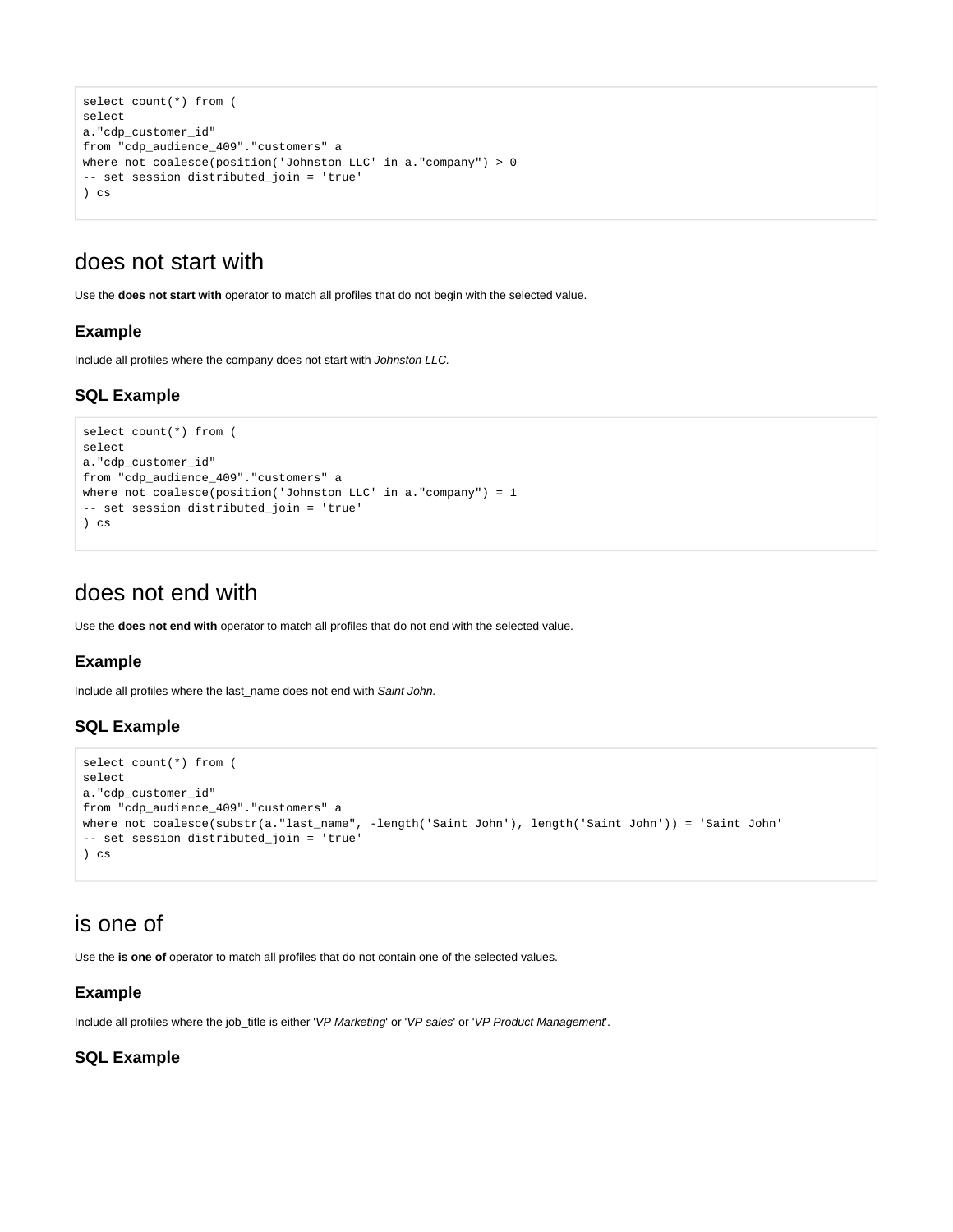```
select count(*) from (
select
a."cdp_customer_id"
from "cdp_audience_409"."customers" a
where not coalesce(position('Johnston LLC' in a."company") > 0
-- set session distributed_join = 'true'
) cs
```

# does not start with

Use the **does not start with** operator to match all profiles that do not begin with the selected value.

### Example

Include all profiles where the company does not start with *Johnston LLC.*

### SQL Example

```
select count(*) from (
select
a."cdp_customer_id"
from "cdp_audience_409"."customers" a
where not coalesce(position('Johnston LLC' in a."company") = 1
-- set session distributed_join = 'true'
) cs
```

# does not end with

Use the **does not end with** operator to match all profiles that do not end with the selected value.

### Example

Include all profiles where the last_name does not end with *Saint John.*

### SQL Example

```
select count(*) from (
select
a."cdp_customer_id"
from "cdp_audience_409"."customers" a
where not coalesce(substr(a."last_name", -length('Saint John'), length('Saint John')) = 'Saint John'
-- set session distributed_join = 'true'
) cs
```

# is one of

Use the **is one of** operator to match all profiles that do not contain one of the selected values.

### Example

Include all profiles where the job_title is either '*VP Marketing*' or '*VP sales*' or '*VP Product Management*'.

### SQL Example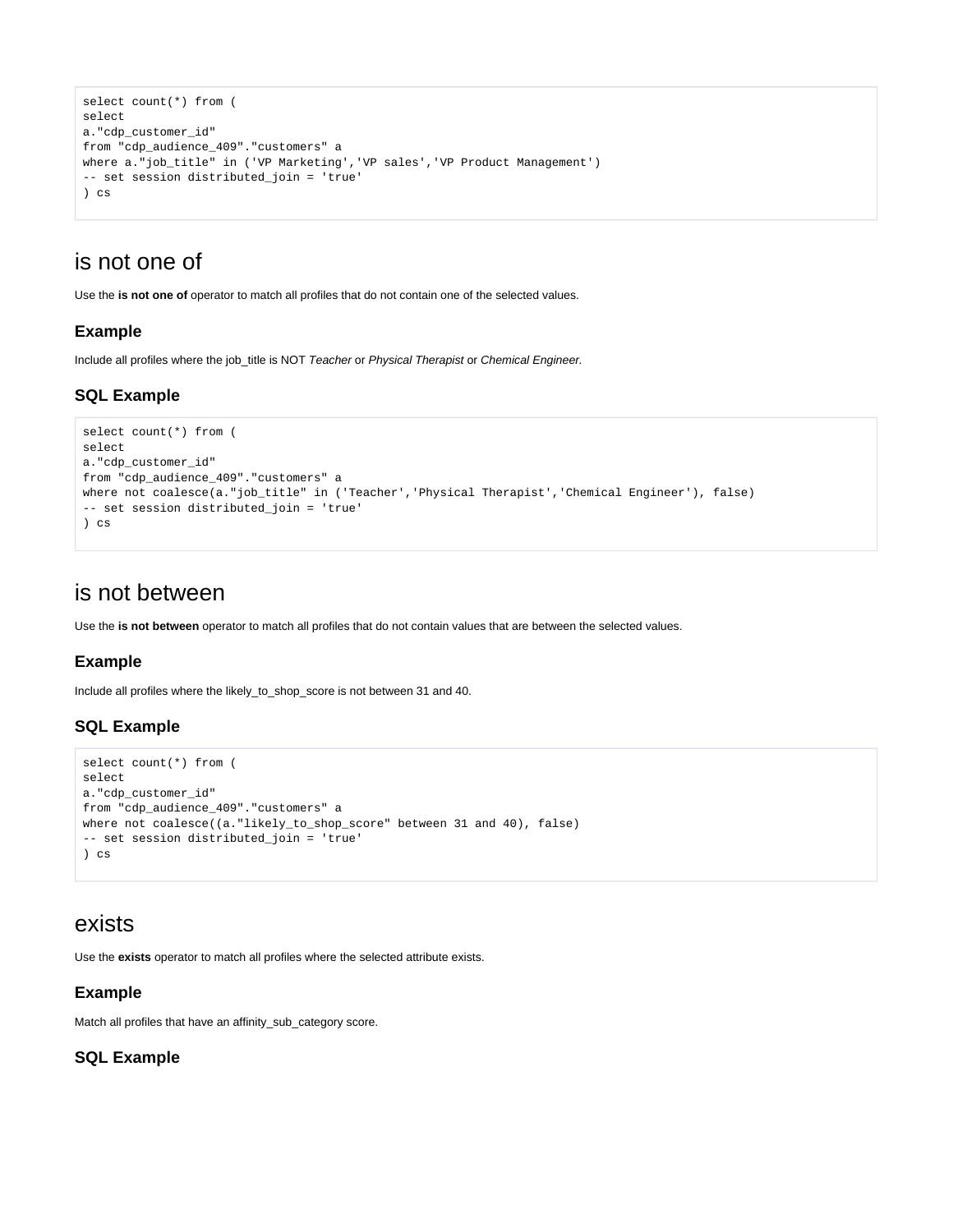```
select count(*) from (
select
a."cdp_customer_id"
from "cdp_audience_409"."customers" a
where a."job_title" in ('VP Marketing','VP sales','VP Product Management')
-- set session distributed_join = 'true'
) cs
```

# is not one of

Use the **is not one of** operator to match all profiles that do not contain one of the selected values.

### Example

Include all profiles where the job_title is NOT *Teacher* or *Physical Therapist* or *Chemical Engineer.*

### SQL Example

```
select count(*) from (
select
a."cdp_customer_id"
from "cdp_audience_409"."customers" a
where not coalesce(a."job_title" in ('Teacher','Physical Therapist','Chemical Engineer'), false)
-- set session distributed_join = 'true'
) cs
```

# is not between

Use the **is not between** operator to match all profiles that do not contain values that are between the selected values.

### Example

Include all profiles where the likely_to_shop_score is not between 31 and 40.

### SQL Example

```
select count(*) from (
select
a."cdp_customer_id"
from "cdp_audience_409"."customers" a
where not coalesce((a."likely_to_shop_score" between 31 and 40), false)
-- set session distributed_join = 'true'
) cs
```

# exists

Use the **exists** operator to match all profiles where the selected attribute exists.

### Example

Match all profiles that have an affinity_sub_category score.

### SQL Example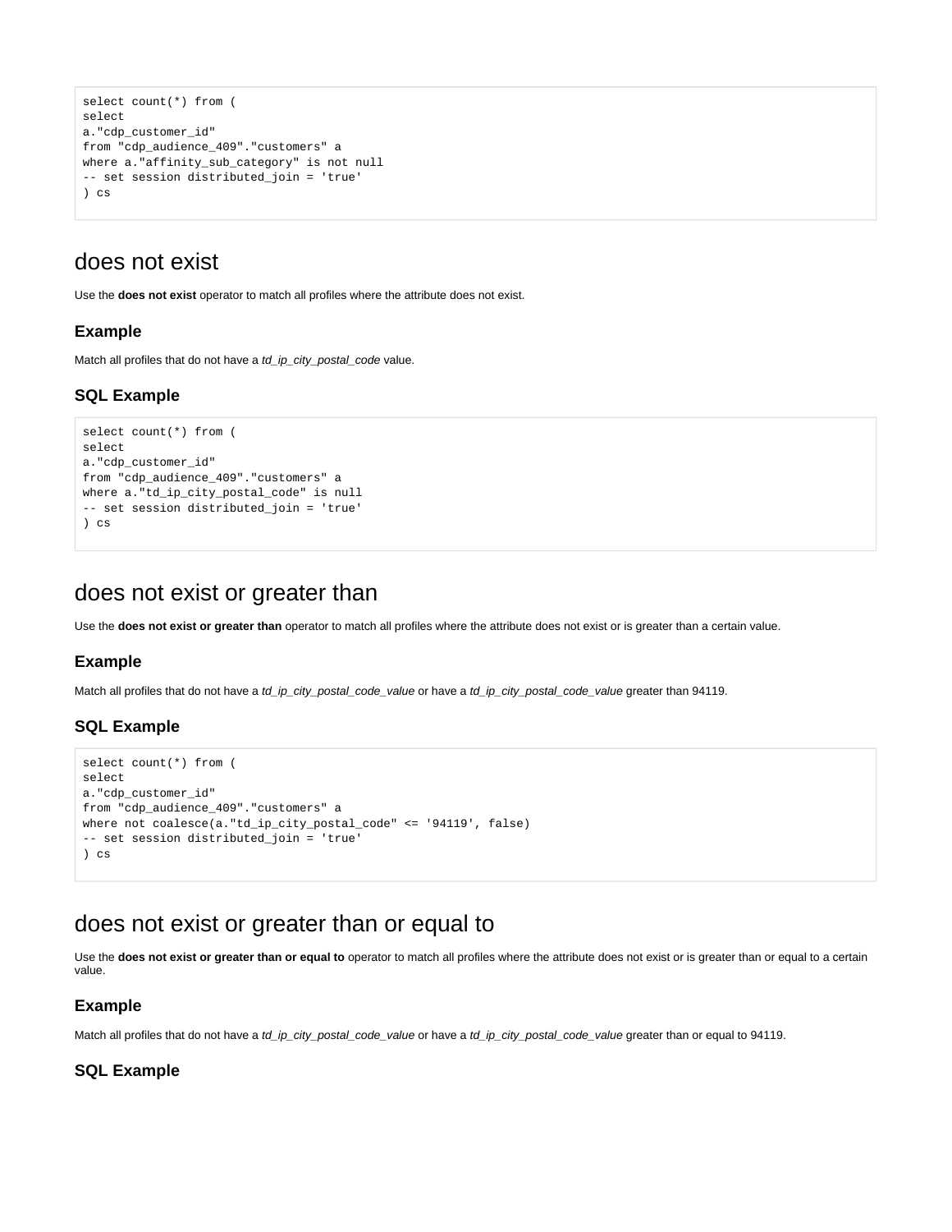```
select count(*) from (
select
a."cdp_customer_id"
from "cdp_audience_409"."customers" a
where a."affinity_sub_category" is not null
-- set session distributed_join = 'true'
) cs
```

## does not exist

Use the **does not exist** operator to match all profiles where the attribute does not exist.

### Example

Match all profiles that do not have a *td_ip_city_postal_code* value.

### SQL Example

```
select count(*) from (
select
a."cdp_customer_id"
from "cdp_audience_409"."customers" a
where a."td_ip_city_postal_code" is null
-- set session distributed_join = 'true'
) cs
```

## does not exist or greater than

Use the **does not exist or greater than** operator to match all profiles where the attribute does not exist or is greater than a certain value.

### Example

Match all profiles that do not have a *td_ip_city_postal_code_value* or have a *td_ip_city_postal_code_value* greater than 94119.

### SQL Example

```
select count(*) from (
select
a."cdp_customer_id"
from "cdp_audience_409"."customers" a
where not coalesce(a."td_ip_city_postal_code" <= '94119', false)
-- set session distributed_join = 'true'
) cs
```

## does not exist or greater than or equal to

Use the **does not exist or greater than or equal to** operator to match all profiles where the attribute does not exist or is greater than or equal to a certain value.

### Example

Match all profiles that do not have a *td_ip_city_postal_code_value* or have a *td_ip_city_postal_code_value* greater than or equal to 94119.

### SQL Example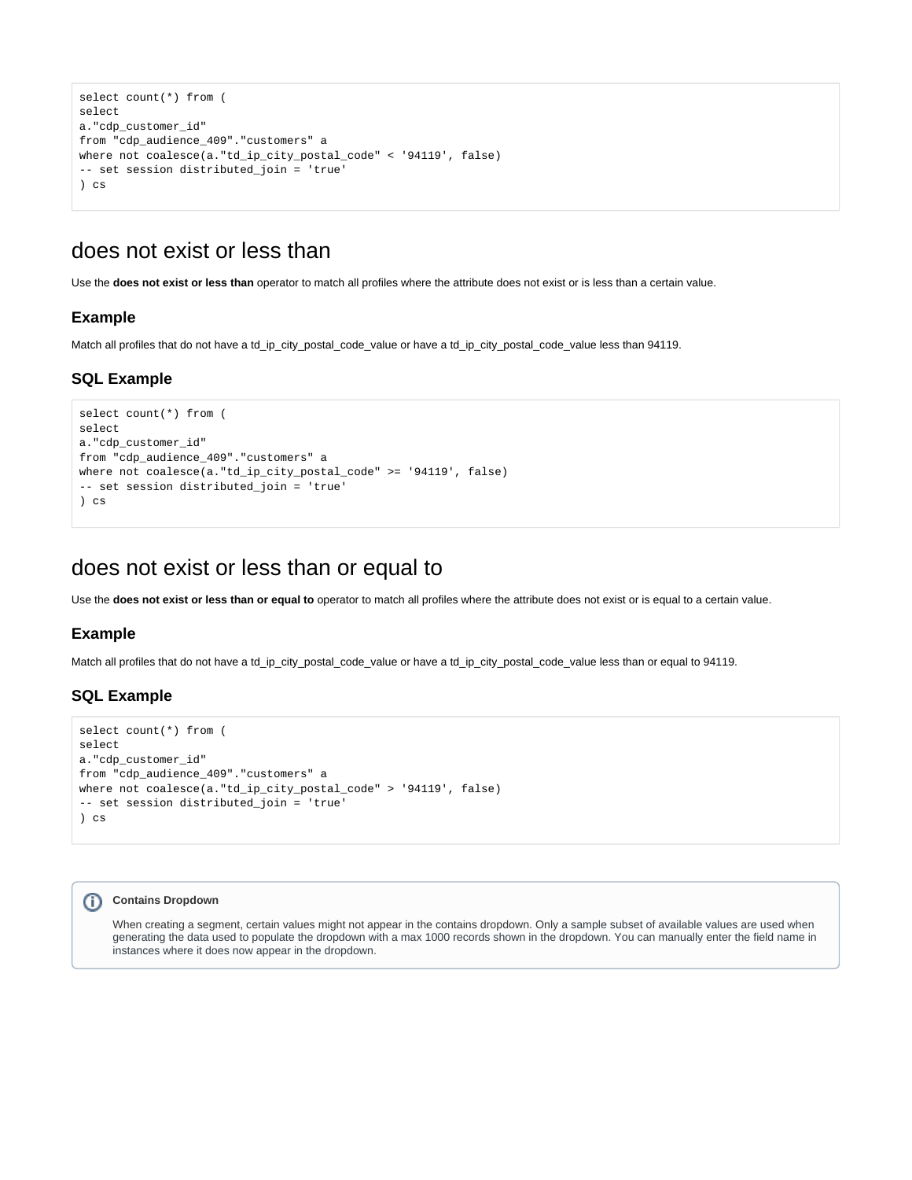```
select count(*) from (
select
a."cdp_customer_id"
from "cdp_audience_409"."customers" a
where not coalesce(a."td_ip_city_postal_code" < '94119', false)
-- set session distributed_join = 'true'
) cs
```

# does not exist or less than

Use the **does not exist or less than** operator to match all profiles where the attribute does not exist or is less than a certain value.

### Example

Match all profiles that do not have a td_ip_city_postal_code_value or have a td_ip_city_postal_code_value less than 94119.

### SQL Example

```
select count(*) from (
select
a."cdp_customer_id"
from "cdp_audience_409"."customers" a
where not coalesce(a."td_ip_city_postal_code" >= '94119', false)
-- set session distributed_join = 'true'
) cs
```

# does not exist or less than or equal to

Use the **does not exist or less than or equal to** operator to match all profiles where the attribute does not exist or is equal to a certain value.

### Example

Match all profiles that do not have a td_ip_city_postal_code_value or have a td_ip_city_postal_code_value less than or equal to 94119.

### SQL Example

```
select count(*) from (
select
a."cdp_customer_id"
from "cdp_audience_409"."customers" a
where not coalesce(a."td_ip_city_postal_code" > '94119', false)
-- set session distributed_join = 'true'
) cs
```

> **Contains Dropdown**
>
> When creating a segment, certain values might not appear in the contains dropdown. Only a sample subset of available values are used when generating the data used to populate the dropdown with a max 1000 records shown in the dropdown. You can manually enter the field name in instances where it does now appear in the dropdown.